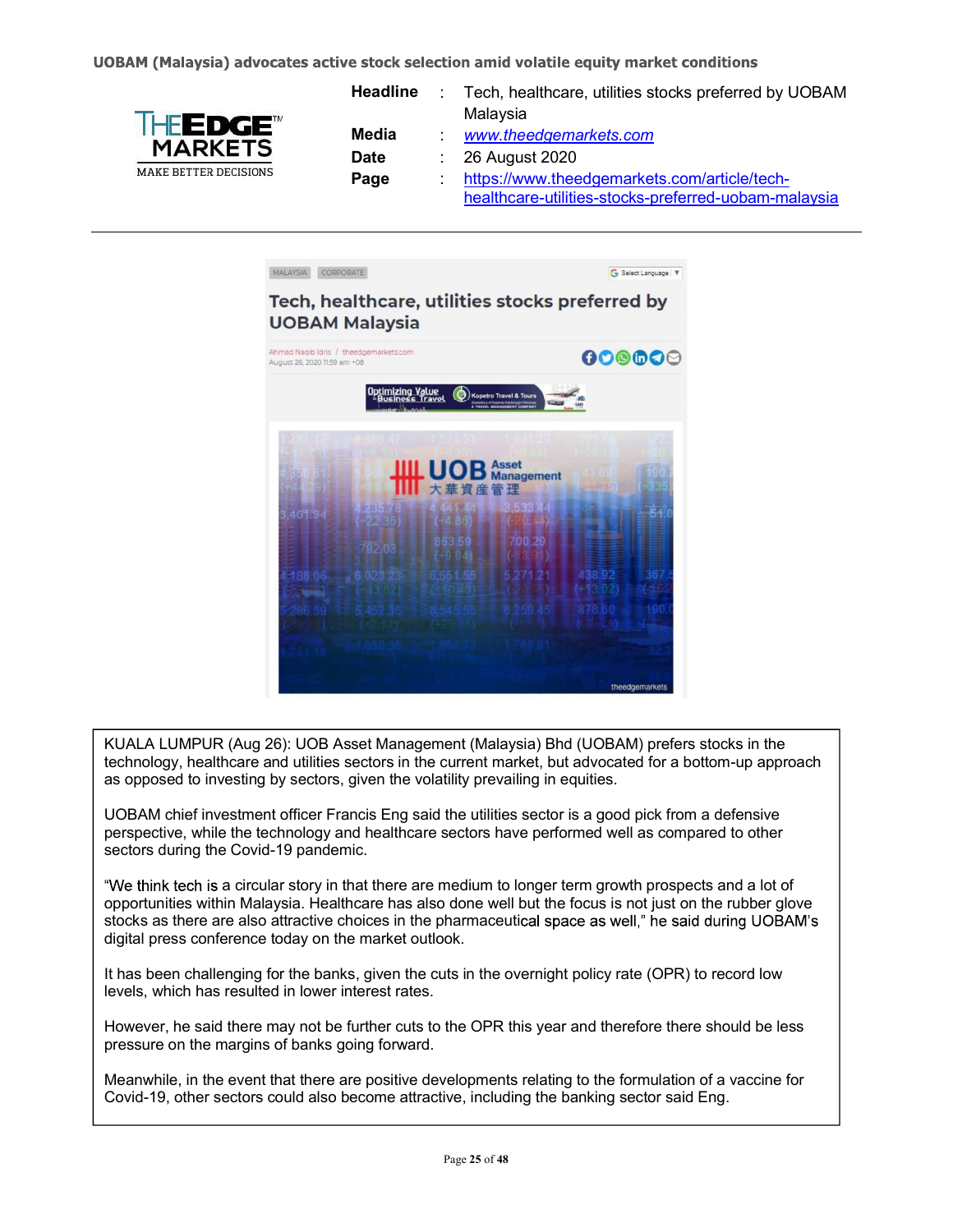**UOBAM (Malaysia) advocates active stock selection amid volatile equity market conditions**

THE EDGE MARKETS — MAKE BETTER DECISIONS

| | | |
|---|---|---|
| **Headline** | : | Tech, healthcare, utilities stocks preferred by UOBAM Malaysia |
| **Media** | : | www.theedgemarkets.com |
| **Date** | : | 26 August 2020 |
| **Page** | : | https://www.theedgemarkets.com/article/tech-healthcare-utilities-stocks-preferred-uobam-malaysia |

---

MALAYSIA CORPORATE

## Tech, healthcare, utilities stocks preferred by UOBAM Malaysia

Ahmad Naqib Idris / theedgemarkets.com
August 26, 2020 11:59 am +08

KUALA LUMPUR (Aug 26): UOB Asset Management (Malaysia) Bhd (UOBAM) prefers stocks in the technology, healthcare and utilities sectors in the current market, but advocated for a bottom-up approach as opposed to investing by sectors, given the volatility prevailing in equities.

UOBAM chief investment officer Francis Eng said the utilities sector is a good pick from a defensive perspective, while the technology and healthcare sectors have performed well as compared to other sectors during the Covid-19 pandemic.

"We think tech is a circular story in that there are medium to longer term growth prospects and a lot of opportunities within Malaysia. Healthcare has also done well but the focus is not just on the rubber glove stocks as there are also attractive choices in the pharmaceutical space as well," he said during UOBAM's digital press conference today on the market outlook.

It has been challenging for the banks, given the cuts in the overnight policy rate (OPR) to record low levels, which has resulted in lower interest rates.

However, he said there may not be further cuts to the OPR this year and therefore there should be less pressure on the margins of banks going forward.

Meanwhile, in the event that there are positive developments relating to the formulation of a vaccine for Covid-19, other sectors could also become attractive, including the banking sector said Eng.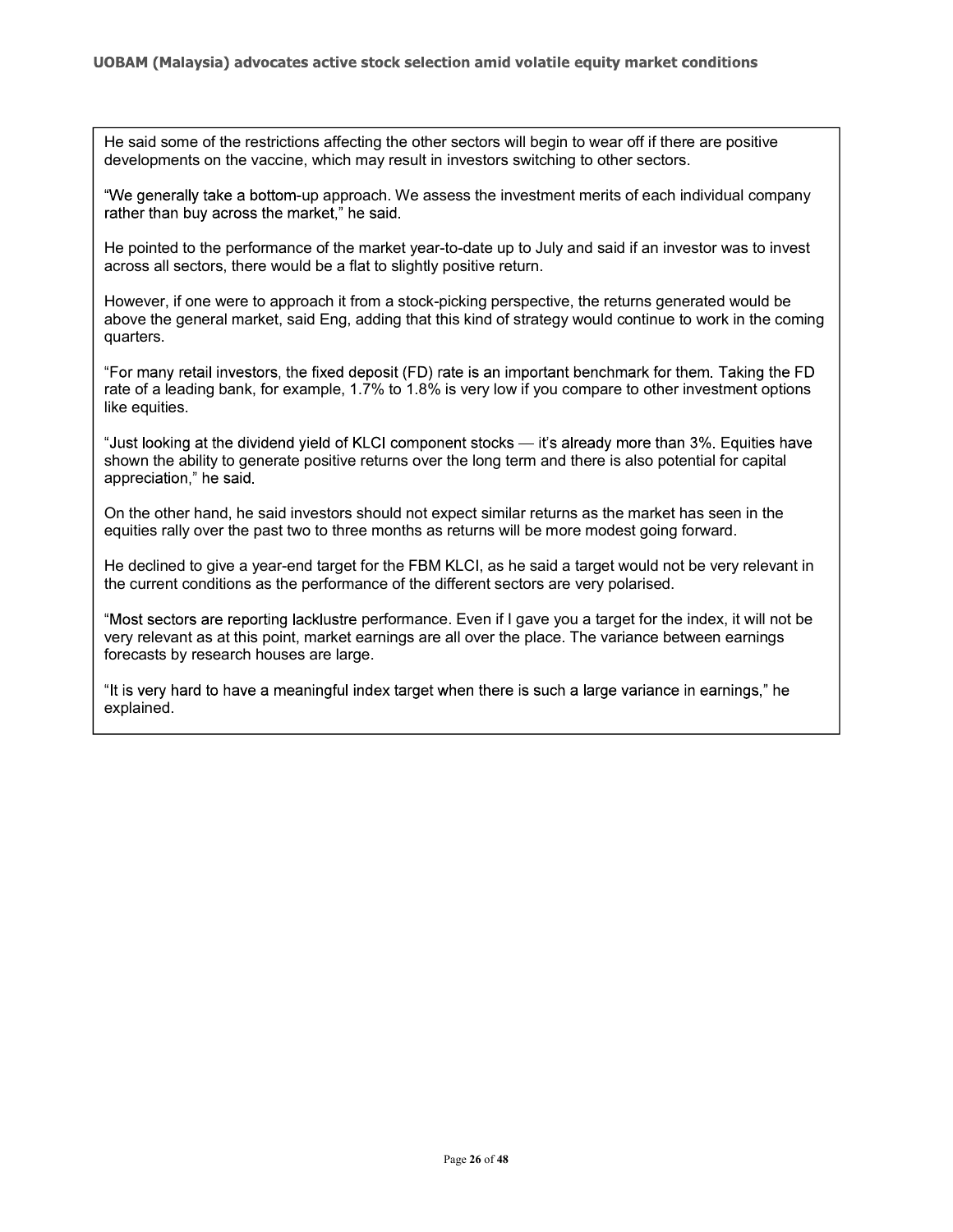He said some of the restrictions affecting the other sectors will begin to wear off if there are positive developments on the vaccine, which may result in investors switching to other sectors.

"We generally take a bottom-up approach. We assess the investment merits of each individual company rather than buy across the market," he said.

He pointed to the performance of the market year-to-date up to July and said if an investor was to invest across all sectors, there would be a flat to slightly positive return.

However, if one were to approach it from a stock-picking perspective, the returns generated would be above the general market, said Eng, adding that this kind of strategy would continue to work in the coming quarters.

"For many retail investors, the fixed deposit (FD) rate is an important benchmark for them. Taking the FD rate of a leading bank, for example, 1.7% to 1.8% is very low if you compare to other investment options like equities.

"Just looking at the dividend yield of KLCI component stocks — it's already more than 3%. Equities have shown the ability to generate positive returns over the long term and there is also potential for capital appreciation," he said.

On the other hand, he said investors should not expect similar returns as the market has seen in the equities rally over the past two to three months as returns will be more modest going forward.

He declined to give a year-end target for the FBM KLCI, as he said a target would not be very relevant in the current conditions as the performance of the different sectors are very polarised.

"Most sectors are reporting lacklustre performance. Even if I gave you a target for the index, it will not be very relevant as at this point, market earnings are all over the place. The variance between earnings forecasts by research houses are large.

"It is very hard to have a meaningful index target when there is such a large variance in earnings," he explained.